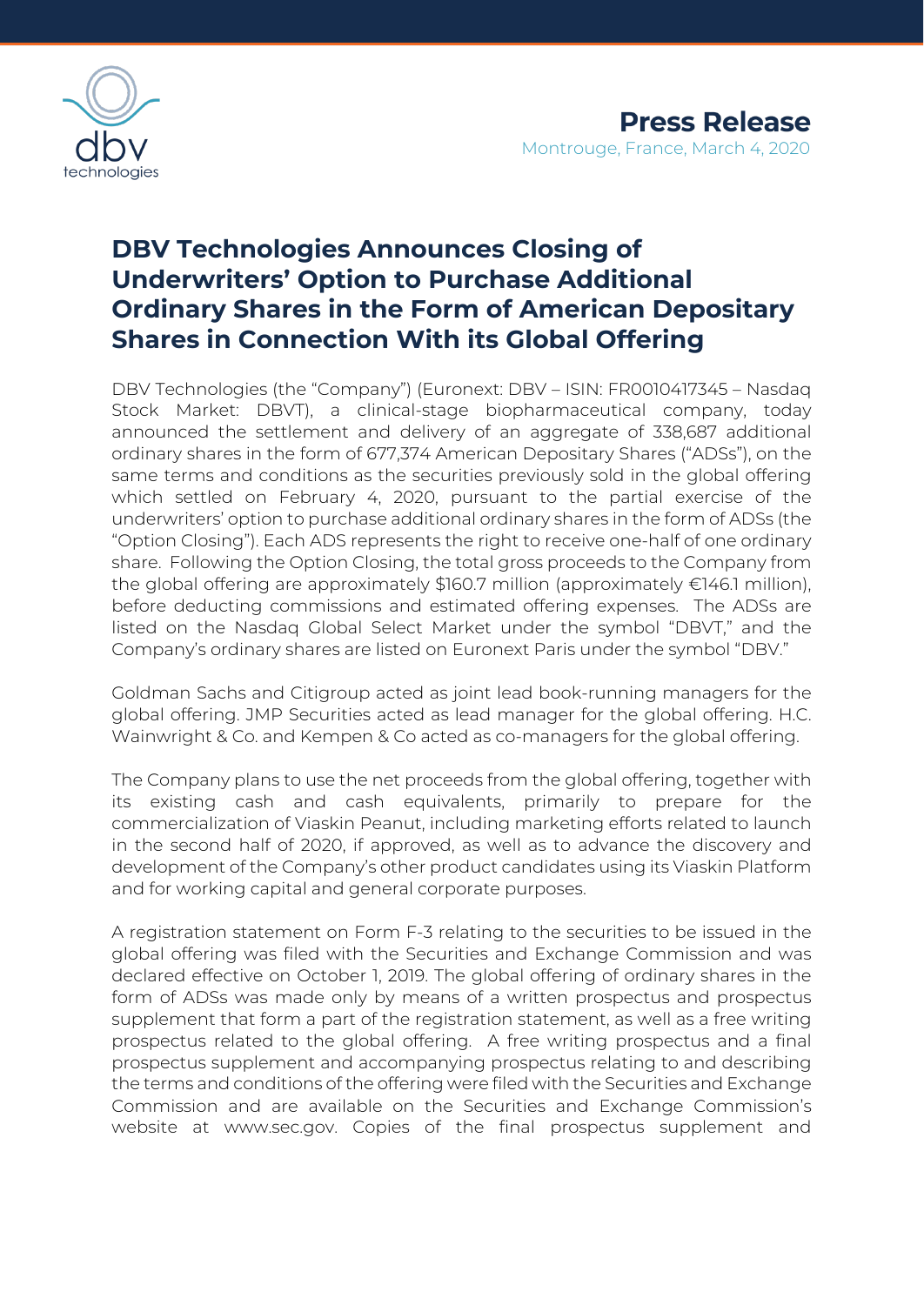**Press Release**

Montrouge, France, March 4, 2020

# DBV Technologies Announces Closing of Underwriters' Option to Purchase Additional Ordinary Shares in the Form of American Depositary Shares in Connection With its Global Offering

DBV Technologies (the "Company") (Euronext: DBV – ISIN: FR0010417345 – Nasdaq Stock Market: DBVT), a clinical-stage biopharmaceutical company, today announced the settlement and delivery of an aggregate of 338,687 additional ordinary shares in the form of 677,374 American Depositary Shares ("ADSs"), on the same terms and conditions as the securities previously sold in the global offering which settled on February 4, 2020, pursuant to the partial exercise of the underwriters' option to purchase additional ordinary shares in the form of ADSs (the "Option Closing"). Each ADS represents the right to receive one-half of one ordinary share. Following the Option Closing, the total gross proceeds to the Company from the global offering are approximately $160.7 million (approximately €146.1 million), before deducting commissions and estimated offering expenses. The ADSs are listed on the Nasdaq Global Select Market under the symbol "DBVT," and the Company's ordinary shares are listed on Euronext Paris under the symbol "DBV."

Goldman Sachs and Citigroup acted as joint lead book-running managers for the global offering. JMP Securities acted as lead manager for the global offering. H.C. Wainwright & Co. and Kempen & Co acted as co-managers for the global offering.

The Company plans to use the net proceeds from the global offering, together with its existing cash and cash equivalents, primarily to prepare for the commercialization of Viaskin Peanut, including marketing efforts related to launch in the second half of 2020, if approved, as well as to advance the discovery and development of the Company's other product candidates using its Viaskin Platform and for working capital and general corporate purposes.

A registration statement on Form F-3 relating to the securities to be issued in the global offering was filed with the Securities and Exchange Commission and was declared effective on October 1, 2019. The global offering of ordinary shares in the form of ADSs was made only by means of a written prospectus and prospectus supplement that form a part of the registration statement, as well as a free writing prospectus related to the global offering. A free writing prospectus and a final prospectus supplement and accompanying prospectus relating to and describing the terms and conditions of the offering were filed with the Securities and Exchange Commission and are available on the Securities and Exchange Commission's website at www.sec.gov. Copies of the final prospectus supplement and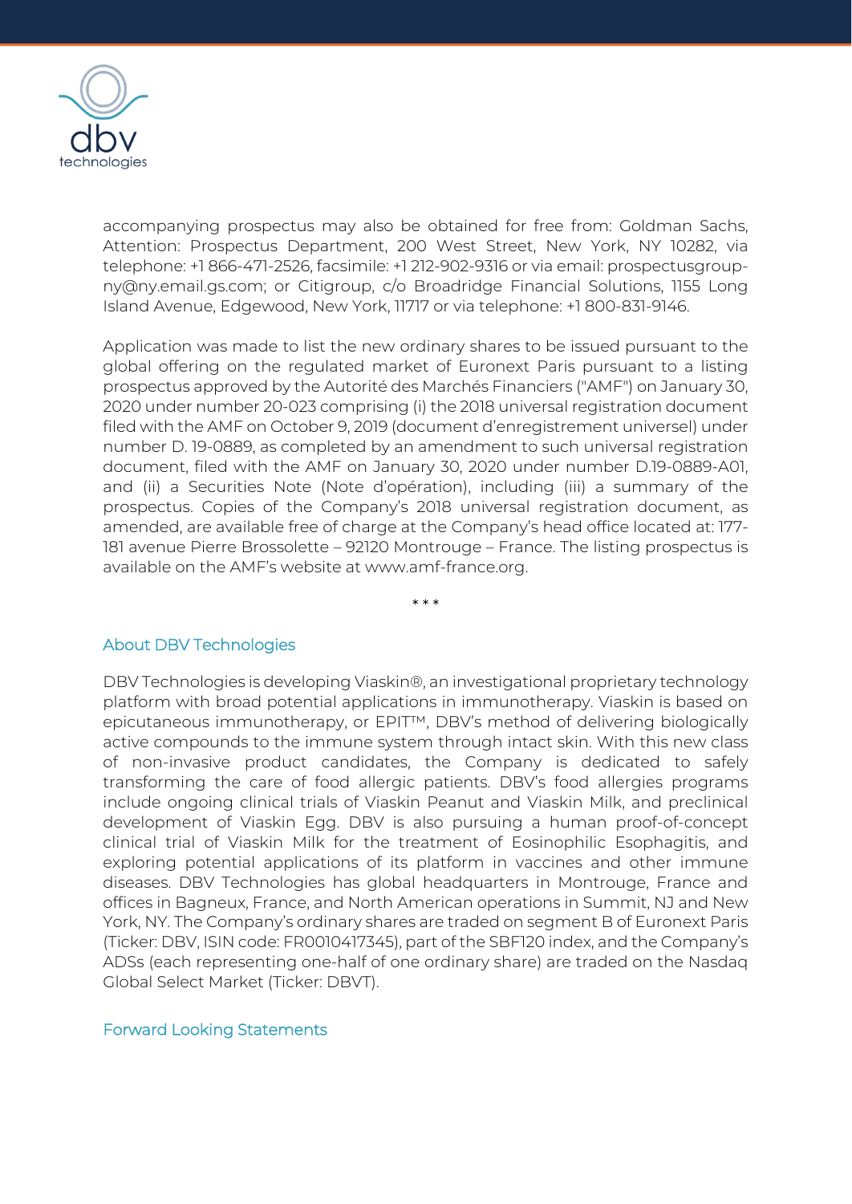accompanying prospectus may also be obtained for free from: Goldman Sachs, Attention: Prospectus Department, 200 West Street, New York, NY 10282, via telephone: +1 866-471-2526, facsimile: +1 212-902-9316 or via email: prospectusgroup-ny@ny.email.gs.com; or Citigroup, c/o Broadridge Financial Solutions, 1155 Long Island Avenue, Edgewood, New York, 11717 or via telephone: +1 800-831-9146.

Application was made to list the new ordinary shares to be issued pursuant to the global offering on the regulated market of Euronext Paris pursuant to a listing prospectus approved by the Autorité des Marchés Financiers ("AMF") on January 30, 2020 under number 20-023 comprising (i) the 2018 universal registration document filed with the AMF on October 9, 2019 (document d'enregistrement universel) under number D. 19-0889, as completed by an amendment to such universal registration document, filed with the AMF on January 30, 2020 under number D.19-0889-A01, and (ii) a Securities Note (Note d'opération), including (iii) a summary of the prospectus. Copies of the Company's 2018 universal registration document, as amended, are available free of charge at the Company's head office located at: 177-181 avenue Pierre Brossolette – 92120 Montrouge – France. The listing prospectus is available on the AMF's website at www.amf-france.org.

\* \* \*

## About DBV Technologies

DBV Technologies is developing Viaskin®, an investigational proprietary technology platform with broad potential applications in immunotherapy. Viaskin is based on epicutaneous immunotherapy, or EPIT™, DBV's method of delivering biologically active compounds to the immune system through intact skin. With this new class of non-invasive product candidates, the Company is dedicated to safely transforming the care of food allergic patients. DBV's food allergies programs include ongoing clinical trials of Viaskin Peanut and Viaskin Milk, and preclinical development of Viaskin Egg. DBV is also pursuing a human proof-of-concept clinical trial of Viaskin Milk for the treatment of Eosinophilic Esophagitis, and exploring potential applications of its platform in vaccines and other immune diseases. DBV Technologies has global headquarters in Montrouge, France and offices in Bagneux, France, and North American operations in Summit, NJ and New York, NY. The Company's ordinary shares are traded on segment B of Euronext Paris (Ticker: DBV, ISIN code: FR0010417345), part of the SBF120 index, and the Company's ADSs (each representing one-half of one ordinary share) are traded on the Nasdaq Global Select Market (Ticker: DBVT).

## Forward Looking Statements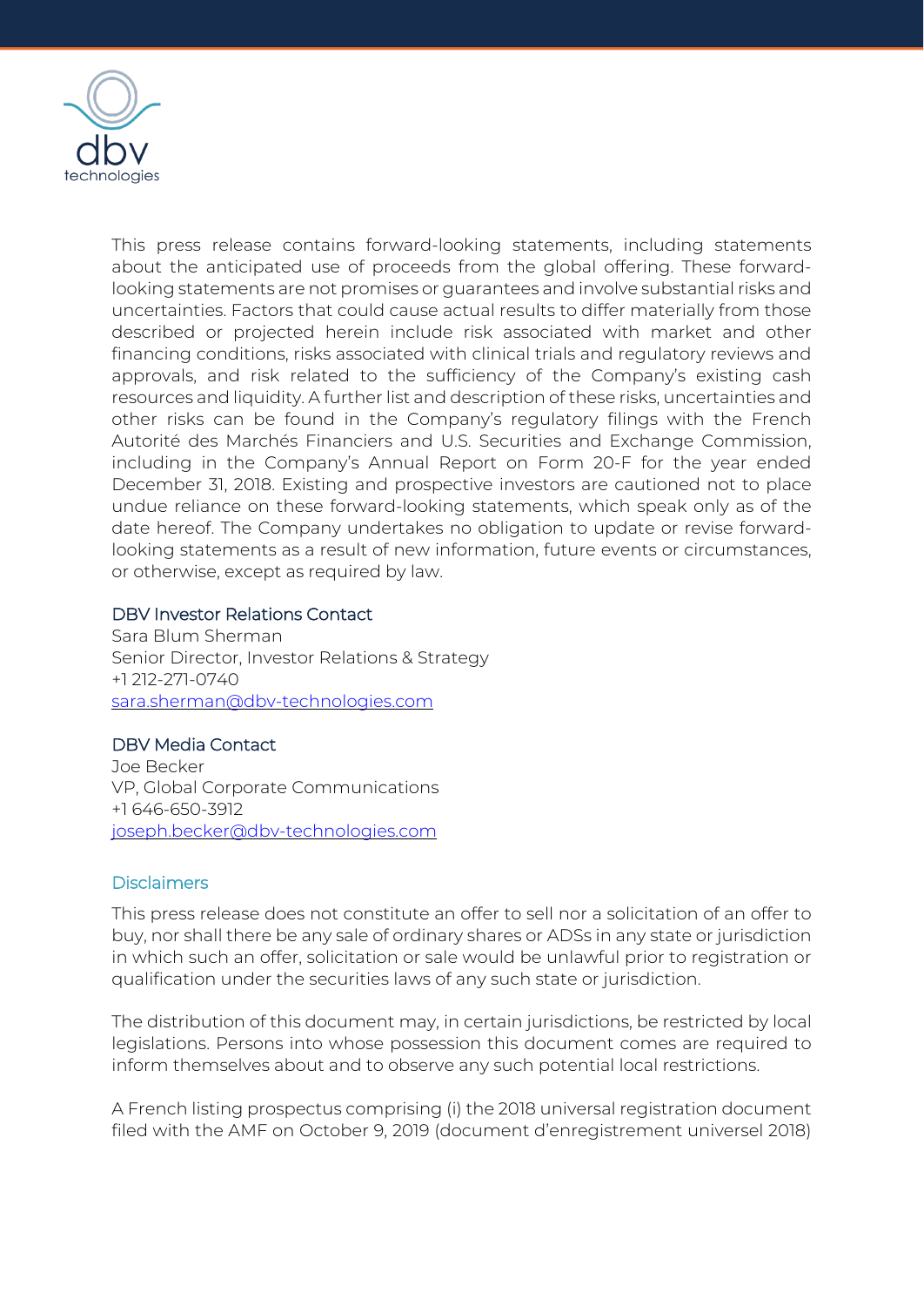This press release contains forward-looking statements, including statements about the anticipated use of proceeds from the global offering. These forward-looking statements are not promises or guarantees and involve substantial risks and uncertainties. Factors that could cause actual results to differ materially from those described or projected herein include risk associated with market and other financing conditions, risks associated with clinical trials and regulatory reviews and approvals, and risk related to the sufficiency of the Company's existing cash resources and liquidity. A further list and description of these risks, uncertainties and other risks can be found in the Company's regulatory filings with the French Autorité des Marchés Financiers and U.S. Securities and Exchange Commission, including in the Company's Annual Report on Form 20-F for the year ended December 31, 2018. Existing and prospective investors are cautioned not to place undue reliance on these forward-looking statements, which speak only as of the date hereof. The Company undertakes no obligation to update or revise forward-looking statements as a result of new information, future events or circumstances, or otherwise, except as required by law.

**DBV Investor Relations Contact**
Sara Blum Sherman
Senior Director, Investor Relations & Strategy
+1 212-271-0740
sara.sherman@dbv-technologies.com

**DBV Media Contact**
Joe Becker
VP, Global Corporate Communications
+1 646-650-3912
joseph.becker@dbv-technologies.com

## Disclaimers

This press release does not constitute an offer to sell nor a solicitation of an offer to buy, nor shall there be any sale of ordinary shares or ADSs in any state or jurisdiction in which such an offer, solicitation or sale would be unlawful prior to registration or qualification under the securities laws of any such state or jurisdiction.

The distribution of this document may, in certain jurisdictions, be restricted by local legislations. Persons into whose possession this document comes are required to inform themselves about and to observe any such potential local restrictions.

A French listing prospectus comprising (i) the 2018 universal registration document filed with the AMF on October 9, 2019 (document d'enregistrement universel 2018)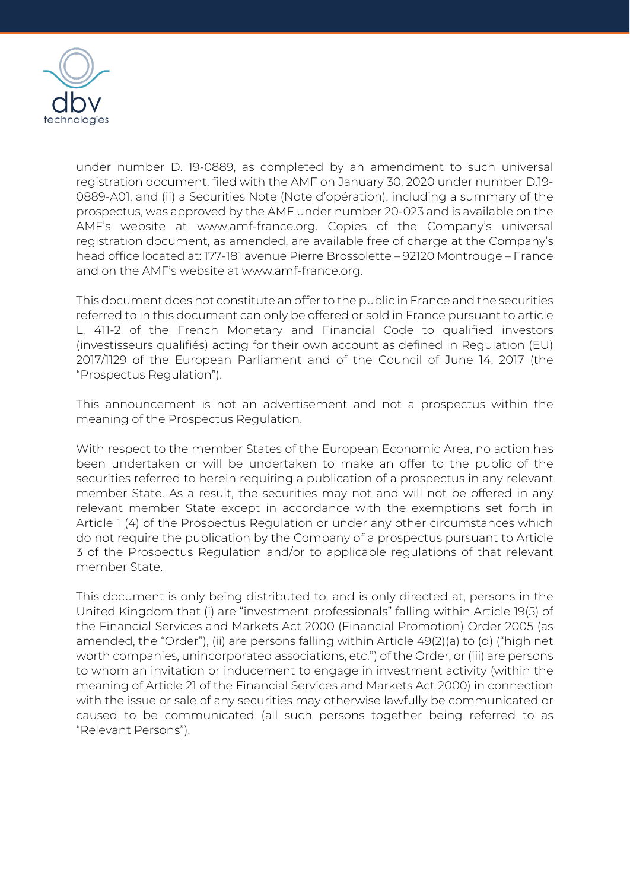under number D. 19-0889, as completed by an amendment to such universal registration document, filed with the AMF on January 30, 2020 under number D.19-0889-A01, and (ii) a Securities Note (Note d'opération), including a summary of the prospectus, was approved by the AMF under number 20-023 and is available on the AMF's website at www.amf-france.org. Copies of the Company's universal registration document, as amended, are available free of charge at the Company's head office located at: 177-181 avenue Pierre Brossolette – 92120 Montrouge – France and on the AMF's website at www.amf-france.org.

This document does not constitute an offer to the public in France and the securities referred to in this document can only be offered or sold in France pursuant to article L. 411-2 of the French Monetary and Financial Code to qualified investors (investisseurs qualifiés) acting for their own account as defined in Regulation (EU) 2017/1129 of the European Parliament and of the Council of June 14, 2017 (the "Prospectus Regulation").

This announcement is not an advertisement and not a prospectus within the meaning of the Prospectus Regulation.

With respect to the member States of the European Economic Area, no action has been undertaken or will be undertaken to make an offer to the public of the securities referred to herein requiring a publication of a prospectus in any relevant member State. As a result, the securities may not and will not be offered in any relevant member State except in accordance with the exemptions set forth in Article 1 (4) of the Prospectus Regulation or under any other circumstances which do not require the publication by the Company of a prospectus pursuant to Article 3 of the Prospectus Regulation and/or to applicable regulations of that relevant member State.

This document is only being distributed to, and is only directed at, persons in the United Kingdom that (i) are "investment professionals" falling within Article 19(5) of the Financial Services and Markets Act 2000 (Financial Promotion) Order 2005 (as amended, the "Order"), (ii) are persons falling within Article 49(2)(a) to (d) ("high net worth companies, unincorporated associations, etc.") of the Order, or (iii) are persons to whom an invitation or inducement to engage in investment activity (within the meaning of Article 21 of the Financial Services and Markets Act 2000) in connection with the issue or sale of any securities may otherwise lawfully be communicated or caused to be communicated (all such persons together being referred to as "Relevant Persons").